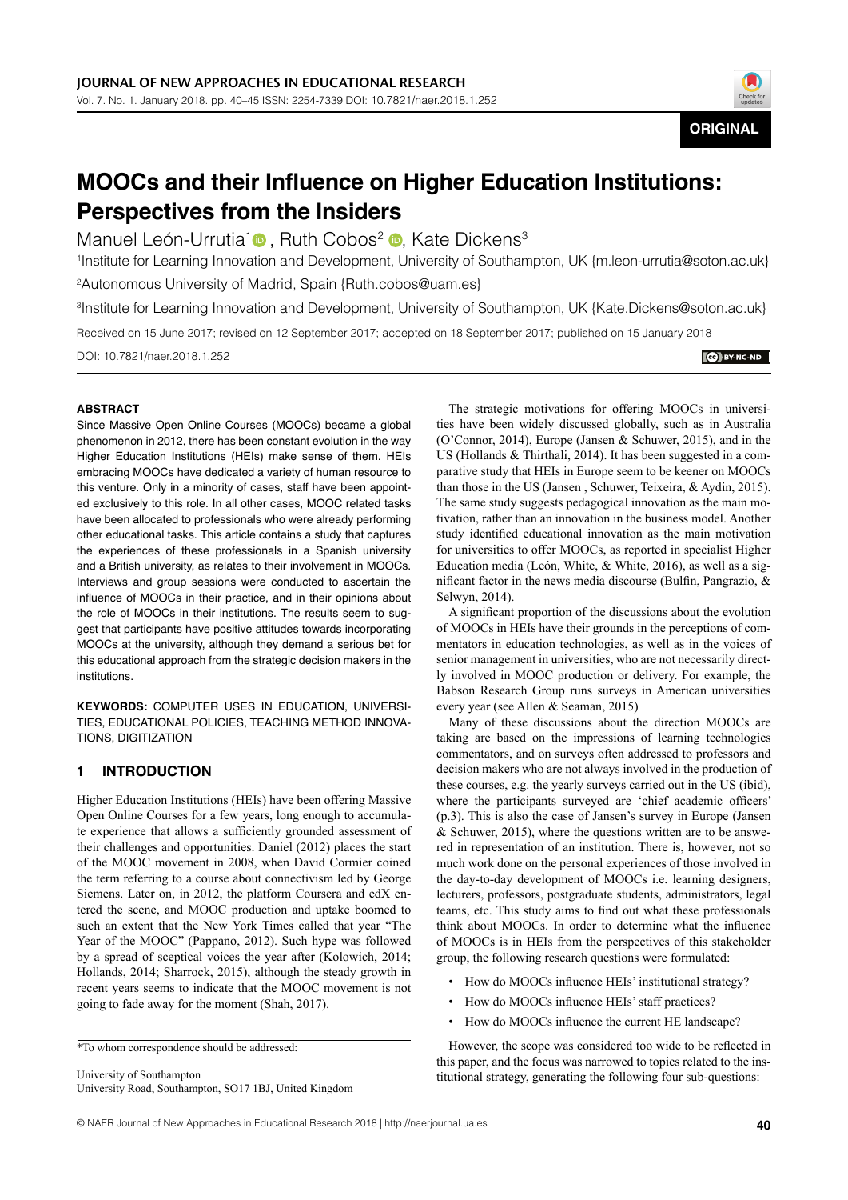**ORIGINAL**

# MOOCs and their Influence on Higher Education Institutions: Perspectives from the Insiders

Manuel León-Urrutia[1], Ruth Cobos[2], Kate Dickens[3]

[1]Institute for Learning Innovation and Development, University of Southampton, UK {m.leon-urrutia@soton.ac.uk}

[2]Autonomous University of Madrid, Spain {Ruth.cobos@uam.es}

[3]Institute for Learning Innovation and Development, University of Southampton, UK {Kate.Dickens@soton.ac.uk}

Received on 15 June 2017; revised on 12 September 2017; accepted on 18 September 2017; published on 15 January 2018

DOI: 10.7821/naer.2018.1.252

### ABSTRACT

Since Massive Open Online Courses (MOOCs) became a global phenomenon in 2012, there has been constant evolution in the way Higher Education Institutions (HEIs) make sense of them. HEIs embracing MOOCs have dedicated a variety of human resource to this venture. Only in a minority of cases, staff have been appointed exclusively to this role. In all other cases, MOOC related tasks have been allocated to professionals who were already performing other educational tasks. This article contains a study that captures the experiences of these professionals in a Spanish university and a British university, as relates to their involvement in MOOCs. Interviews and group sessions were conducted to ascertain the influence of MOOCs in their practice, and in their opinions about the role of MOOCs in their institutions. The results seem to suggest that participants have positive attitudes towards incorporating MOOCs at the university, although they demand a serious bet for this educational approach from the strategic decision makers in the institutions.

**KEYWORDS:** COMPUTER USES IN EDUCATION, UNIVERSITIES, EDUCATIONAL POLICIES, TEACHING METHOD INNOVATIONS, DIGITIZATION

## 1 INTRODUCTION

Higher Education Institutions (HEIs) have been offering Massive Open Online Courses for a few years, long enough to accumulate experience that allows a sufficiently grounded assessment of their challenges and opportunities. Daniel (2012) places the start of the MOOC movement in 2008, when David Cormier coined the term referring to a course about connectivism led by George Siemens. Later on, in 2012, the platform Coursera and edX entered the scene, and MOOC production and uptake boomed to such an extent that the New York Times called that year "The Year of the MOOC" (Pappano, 2012). Such hype was followed by a spread of sceptical voices the year after (Kolowich, 2014; Hollands, 2014; Sharrock, 2015), although the steady growth in recent years seems to indicate that the MOOC movement is not going to fade away for the moment (Shah, 2017).

The strategic motivations for offering MOOCs in universities have been widely discussed globally, such as in Australia (O'Connor, 2014), Europe (Jansen & Schuwer, 2015), and in the US (Hollands & Thirthali, 2014). It has been suggested in a comparative study that HEIs in Europe seem to be keener on MOOCs than those in the US (Jansen , Schuwer, Teixeira, & Aydin, 2015). The same study suggests pedagogical innovation as the main motivation, rather than an innovation in the business model. Another study identified educational innovation as the main motivation for universities to offer MOOCs, as reported in specialist Higher Education media (León, White, & White, 2016), as well as a significant factor in the news media discourse (Bulfin, Pangrazio, & Selwyn, 2014).

A significant proportion of the discussions about the evolution of MOOCs in HEIs have their grounds in the perceptions of commentators in education technologies, as well as in the voices of senior management in universities, who are not necessarily directly involved in MOOC production or delivery. For example, the Babson Research Group runs surveys in American universities every year (see Allen & Seaman, 2015)

Many of these discussions about the direction MOOCs are taking are based on the impressions of learning technologies commentators, and on surveys often addressed to professors and decision makers who are not always involved in the production of these courses, e.g. the yearly surveys carried out in the US (ibid), where the participants surveyed are 'chief academic officers' (p.3). This is also the case of Jansen's survey in Europe (Jansen & Schuwer, 2015), where the questions written are to be answered in representation of an institution. There is, however, not so much work done on the personal experiences of those involved in the day-to-day development of MOOCs i.e. learning designers, lecturers, professors, postgraduate students, administrators, legal teams, etc. This study aims to find out what these professionals think about MOOCs. In order to determine what the influence of MOOCs is in HEIs from the perspectives of this stakeholder group, the following research questions were formulated:

- How do MOOCs influence HEIs' institutional strategy?
- How do MOOCs influence HEIs' staff practices?
- How do MOOCs influence the current HE landscape?

However, the scope was considered too wide to be reflected in this paper, and the focus was narrowed to topics related to the institutional strategy, generating the following four sub-questions:

---

*To whom correspondence should be addressed:

University of Southampton
University Road, Southampton, SO17 1BJ, United Kingdom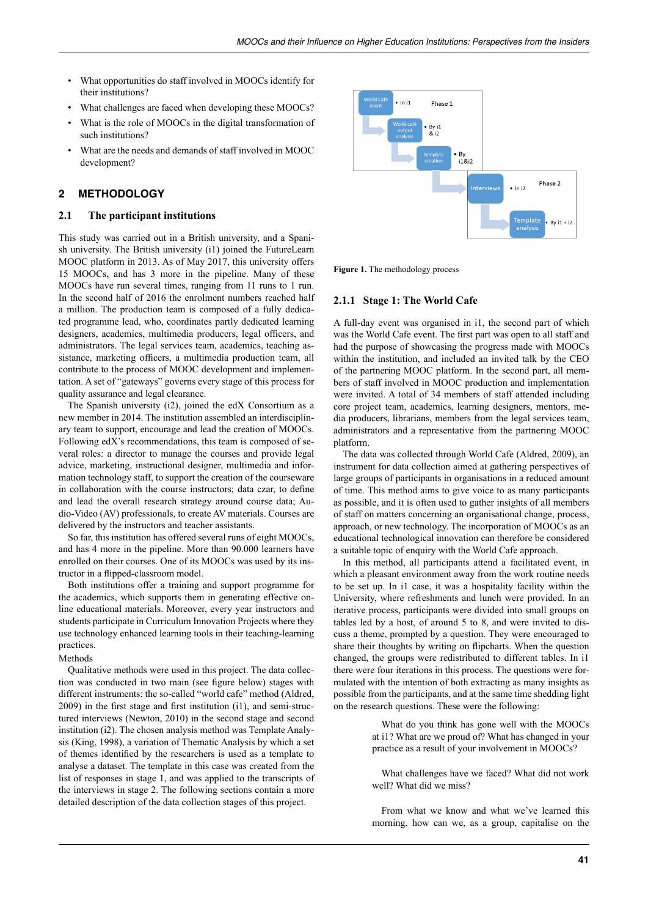- What opportunities do staff involved in MOOCs identify for their institutions?
- What challenges are faced when developing these MOOCs?
- What is the role of MOOCs in the digital transformation of such institutions?
- What are the needs and demands of staff involved in MOOC development?

## 2 METHODOLOGY

### 2.1 The participant institutions

This study was carried out in a British university, and a Spanish university. The British university (i1) joined the FutureLearn MOOC platform in 2013. As of May 2017, this university offers 15 MOOCs, and has 3 more in the pipeline. Many of these MOOCs have run several times, ranging from 11 runs to 1 run. In the second half of 2016 the enrolment numbers reached half a million. The production team is composed of a fully dedicated programme lead, who, coordinates partly dedicated learning designers, academics, multimedia producers, legal officers, and administrators. The legal services team, academics, teaching assistance, marketing officers, a multimedia production team, all contribute to the process of MOOC development and implementation. A set of "gateways" governs every stage of this process for quality assurance and legal clearance.

The Spanish university (i2), joined the edX Consortium as a new member in 2014. The institution assembled an interdisciplinary team to support, encourage and lead the creation of MOOCs. Following edX's recommendations, this team is composed of several roles: a director to manage the courses and provide legal advice, marketing, instructional designer, multimedia and information technology staff, to support the creation of the courseware in collaboration with the course instructors; data czar, to define and lead the overall research strategy around course data; Audio-Video (AV) professionals, to create AV materials. Courses are delivered by the instructors and teacher assistants.

So far, this institution has offered several runs of eight MOOCs, and has 4 more in the pipeline. More than 90.000 learners have enrolled on their courses. One of its MOOCs was used by its instructor in a flipped-classroom model.

Both institutions offer a training and support programme for the academics, which supports them in generating effective online educational materials. Moreover, every year instructors and students participate in Curriculum Innovation Projects where they use technology enhanced learning tools in their teaching-learning practices.

Methods

Qualitative methods were used in this project. The data collection was conducted in two main (see figure below) stages with different instruments: the so-called "world cafe" method (Aldred, 2009) in the first stage and first institution (i1), and semi-structured interviews (Newton, 2010) in the second stage and second institution (i2). The chosen analysis method was Template Analysis (King, 1998), a variation of Thematic Analysis by which a set of themes identified by the researchers is used as a template to analyse a dataset. The template in this case was created from the list of responses in stage 1, and was applied to the transcripts of the interviews in stage 2. The following sections contain a more detailed description of the data collection stages of this project.

Phase 1: World Café event (In i1) → World café output analysis (By i1 & i2) → Template creation (By i1&i2)

Phase 2: Interviews (In i2) → Template analysis (By i1 + i2)

**Figure 1.** The methodology process

#### 2.1.1 Stage 1: The World Cafe

A full-day event was organised in i1, the second part of which was the World Cafe event. The first part was open to all staff and had the purpose of showcasing the progress made with MOOCs within the institution, and included an invited talk by the CEO of the partnering MOOC platform. In the second part, all members of staff involved in MOOC production and implementation were invited. A total of 34 members of staff attended including core project team, academics, learning designers, mentors, media producers, librarians, members from the legal services team, administrators and a representative from the partnering MOOC platform.

The data was collected through World Cafe (Aldred, 2009), an instrument for data collection aimed at gathering perspectives of large groups of participants in organisations in a reduced amount of time. This method aims to give voice to as many participants as possible, and it is often used to gather insights of all members of staff on matters concerning an organisational change, process, approach, or new technology. The incorporation of MOOCs as an educational technological innovation can therefore be considered a suitable topic of enquiry with the World Cafe approach.

In this method, all participants attend a facilitated event, in which a pleasant environment away from the work routine needs to be set up. In i1 case, it was a hospitality facility within the University, where refreshments and lunch were provided. In an iterative process, participants were divided into small groups on tables led by a host, of around 5 to 8, and were invited to discuss a theme, prompted by a question. They were encouraged to share their thoughts by writing on flipcharts. When the question changed, the groups were redistributed to different tables. In i1 there were four iterations in this process. The questions were formulated with the intention of both extracting as many insights as possible from the participants, and at the same time shedding light on the research questions. These were the following:

> What do you think has gone well with the MOOCs at i1? What are we proud of? What has changed in your practice as a result of your involvement in MOOCs?
>
> What challenges have we faced? What did not work well? What did we miss?
>
> From what we know and what we've learned this morning, how can we, as a group, capitalise on the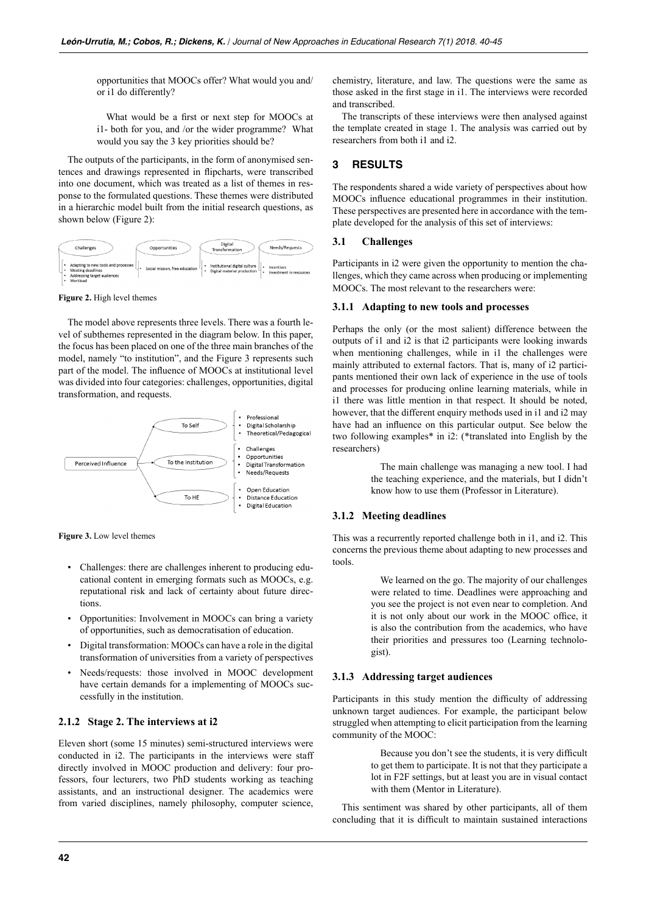opportunities that MOOCs offer? What would you and/or i1 do differently?

What would be a first or next step for MOOCs at i1- both for you, and /or the wider programme? What would you say the 3 key priorities should be?

The outputs of the participants, in the form of anonymised sentences and drawings represented in flipcharts, were transcribed into one document, which was treated as a list of themes in response to the formulated questions. These themes were distributed in a hierarchic model built from the initial research questions, as shown below (Figure 2):

| Challenges | Opportunities | Digital Transformation | Needs/Requests |
|---|---|---|---|
| • Adapting to new tools and processes<br>• Meeting deadlines<br>• Addressing target audiences<br>• Workload | • Social mission, free education | • Institutional digital culture<br>• Digital material production | • Incentives<br>• Investment in resources |

**Figure 2.** High level themes

The model above represents three levels. There was a fourth level of subthemes represented in the diagram below. In this paper, the focus has been placed on one of the three main branches of the model, namely "to institution", and the Figure 3 represents such part of the model. The influence of MOOCs at institutional level was divided into four categories: challenges, opportunities, digital transformation, and requests.

- Perceived Influence
  - To Self
    - Professional
    - Digital Scholarship
    - Theoretical/Pedagogical
  - To the Institution
    - Challenges
    - Opportunities
    - Digital Transformation
    - Needs/Requests
  - To HE
    - Open Education
    - Distance Education
    - Digital Education

**Figure 3.** Low level themes

- Challenges: there are challenges inherent to producing educational content in emerging formats such as MOOCs, e.g. reputational risk and lack of certainty about future directions.
- Opportunities: Involvement in MOOCs can bring a variety of opportunities, such as democratisation of education.
- Digital transformation: MOOCs can have a role in the digital transformation of universities from a variety of perspectives
- Needs/requests: those involved in MOOC development have certain demands for a implementing of MOOCs successfully in the institution.

### 2.1.2 Stage 2. The interviews at i2

Eleven short (some 15 minutes) semi-structured interviews were conducted in i2. The participants in the interviews were staff directly involved in MOOC production and delivery: four professors, four lecturers, two PhD students working as teaching assistants, and an instructional designer. The academics were from varied disciplines, namely philosophy, computer science, chemistry, literature, and law. The questions were the same as those asked in the first stage in i1. The interviews were recorded and transcribed.

The transcripts of these interviews were then analysed against the template created in stage 1. The analysis was carried out by researchers from both i1 and i2.

## 3 RESULTS

The respondents shared a wide variety of perspectives about how MOOCs influence educational programmes in their institution. These perspectives are presented here in accordance with the template developed for the analysis of this set of interviews:

### 3.1 Challenges

Participants in i2 were given the opportunity to mention the challenges, which they came across when producing or implementing MOOCs. The most relevant to the researchers were:

### 3.1.1 Adapting to new tools and processes

Perhaps the only (or the most salient) difference between the outputs of i1 and i2 is that i2 participants were looking inwards when mentioning challenges, while in i1 the challenges were mainly attributed to external factors. That is, many of i2 participants mentioned their own lack of experience in the use of tools and processes for producing online learning materials, while in i1 there was little mention in that respect. It should be noted, however, that the different enquiry methods used in i1 and i2 may have had an influence on this particular output. See below the two following examples* in i2: (*translated into English by the researchers)

> The main challenge was managing a new tool. I had the teaching experience, and the materials, but I didn't know how to use them (Professor in Literature).

### 3.1.2 Meeting deadlines

This was a recurrently reported challenge both in i1, and i2. This concerns the previous theme about adapting to new processes and tools.

> We learned on the go. The majority of our challenges were related to time. Deadlines were approaching and you see the project is not even near to completion. And it is not only about our work in the MOOC office, it is also the contribution from the academics, who have their priorities and pressures too (Learning technologist).

### 3.1.3 Addressing target audiences

Participants in this study mention the difficulty of addressing unknown target audiences. For example, the participant below struggled when attempting to elicit participation from the learning community of the MOOC:

> Because you don't see the students, it is very difficult to get them to participate. It is not that they participate a lot in F2F settings, but at least you are in visual contact with them (Mentor in Literature).

This sentiment was shared by other participants, all of them concluding that it is difficult to maintain sustained interactions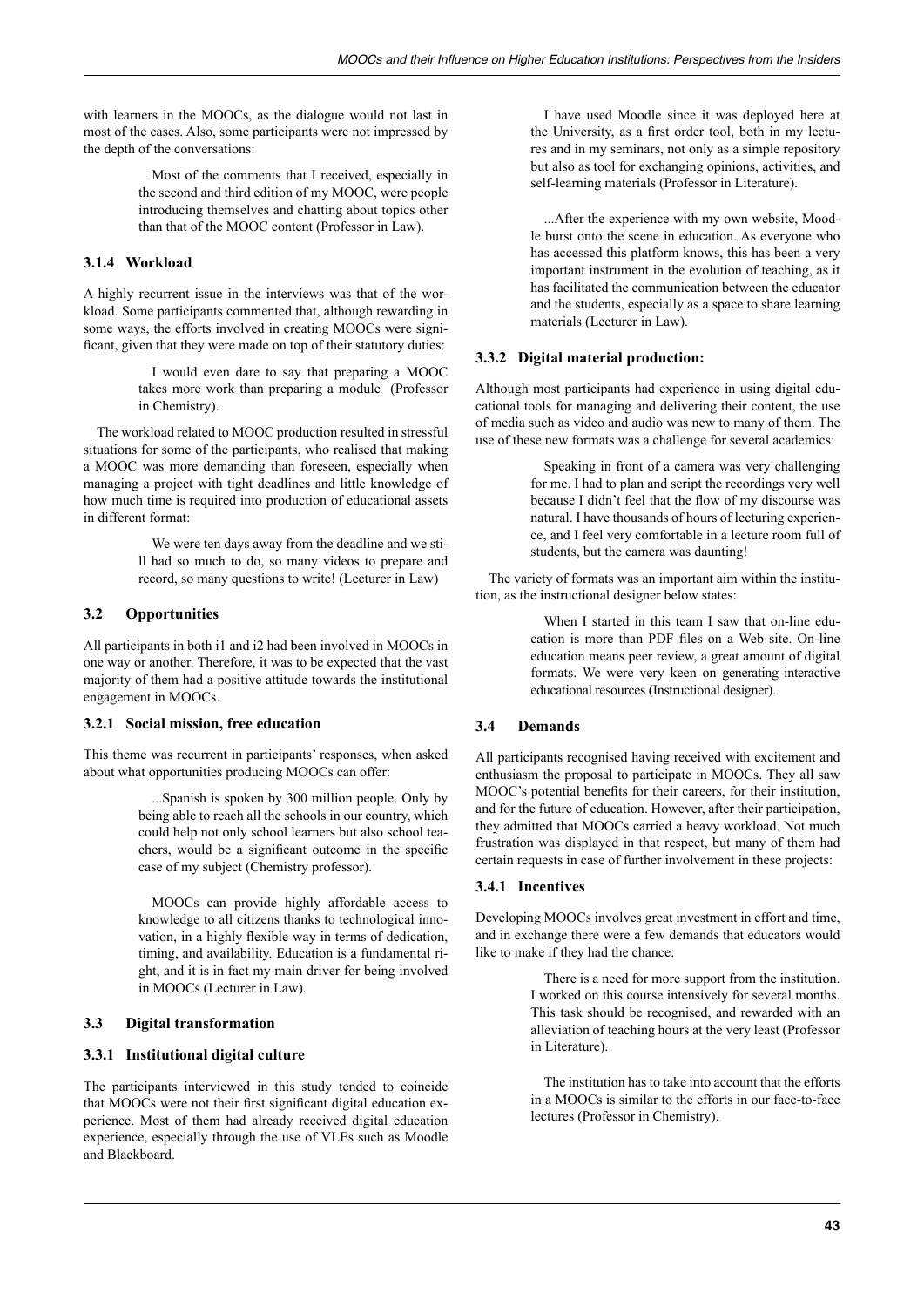with learners in the MOOCs, as the dialogue would not last in most of the cases. Also, some participants were not impressed by the depth of the conversations:

> Most of the comments that I received, especially in the second and third edition of my MOOC, were people introducing themselves and chatting about topics other than that of the MOOC content (Professor in Law).

### 3.1.4 Workload

A highly recurrent issue in the interviews was that of the workload. Some participants commented that, although rewarding in some ways, the efforts involved in creating MOOCs were significant, given that they were made on top of their statutory duties:

> I would even dare to say that preparing a MOOC takes more work than preparing a module (Professor in Chemistry).

The workload related to MOOC production resulted in stressful situations for some of the participants, who realised that making a MOOC was more demanding than foreseen, especially when managing a project with tight deadlines and little knowledge of how much time is required into production of educational assets in different format:

> We were ten days away from the deadline and we still had so much to do, so many videos to prepare and record, so many questions to write! (Lecturer in Law)

## 3.2 Opportunities

All participants in both i1 and i2 had been involved in MOOCs in one way or another. Therefore, it was to be expected that the vast majority of them had a positive attitude towards the institutional engagement in MOOCs.

### 3.2.1 Social mission, free education

This theme was recurrent in participants' responses, when asked about what opportunities producing MOOCs can offer:

> ...Spanish is spoken by 300 million people. Only by being able to reach all the schools in our country, which could help not only school learners but also school teachers, would be a significant outcome in the specific case of my subject (Chemistry professor).

> MOOCs can provide highly affordable access to knowledge to all citizens thanks to technological innovation, in a highly flexible way in terms of dedication, timing, and availability. Education is a fundamental right, and it is in fact my main driver for being involved in MOOCs (Lecturer in Law).

## 3.3 Digital transformation

### 3.3.1 Institutional digital culture

The participants interviewed in this study tended to coincide that MOOCs were not their first significant digital education experience. Most of them had already received digital education experience, especially through the use of VLEs such as Moodle and Blackboard.

> I have used Moodle since it was deployed here at the University, as a first order tool, both in my lectures and in my seminars, not only as a simple repository but also as tool for exchanging opinions, activities, and self-learning materials (Professor in Literature).

> ...After the experience with my own website, Moodle burst onto the scene in education. As everyone who has accessed this platform knows, this has been a very important instrument in the evolution of teaching, as it has facilitated the communication between the educator and the students, especially as a space to share learning materials (Lecturer in Law).

### 3.3.2 Digital material production:

Although most participants had experience in using digital educational tools for managing and delivering their content, the use of media such as video and audio was new to many of them. The use of these new formats was a challenge for several academics:

> Speaking in front of a camera was very challenging for me. I had to plan and script the recordings very well because I didn't feel that the flow of my discourse was natural. I have thousands of hours of lecturing experience, and I feel very comfortable in a lecture room full of students, but the camera was daunting!

The variety of formats was an important aim within the institution, as the instructional designer below states:

> When I started in this team I saw that on-line education is more than PDF files on a Web site. On-line education means peer review, a great amount of digital formats. We were very keen on generating interactive educational resources (Instructional designer).

## 3.4 Demands

All participants recognised having received with excitement and enthusiasm the proposal to participate in MOOCs. They all saw MOOC's potential benefits for their careers, for their institution, and for the future of education. However, after their participation, they admitted that MOOCs carried a heavy workload. Not much frustration was displayed in that respect, but many of them had certain requests in case of further involvement in these projects:

### 3.4.1 Incentives

Developing MOOCs involves great investment in effort and time, and in exchange there were a few demands that educators would like to make if they had the chance:

> There is a need for more support from the institution. I worked on this course intensively for several months. This task should be recognised, and rewarded with an alleviation of teaching hours at the very least (Professor in Literature).

> The institution has to take into account that the efforts in a MOOCs is similar to the efforts in our face-to-face lectures (Professor in Chemistry).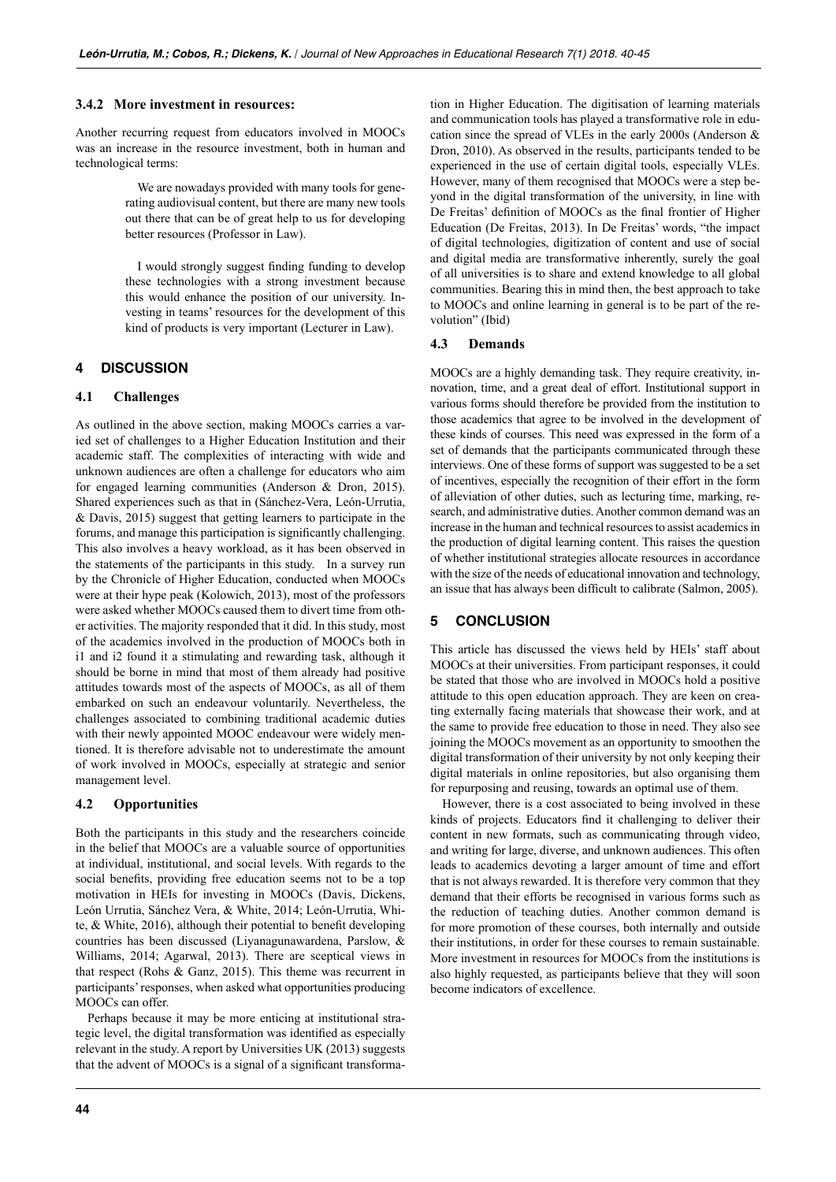#### 3.4.2 More investment in resources:

Another recurring request from educators involved in MOOCs was an increase in the resource investment, both in human and technological terms:

> We are nowadays provided with many tools for generating audiovisual content, but there are many new tools out there that can be of great help to us for developing better resources (Professor in Law).

> I would strongly suggest finding funding to develop these technologies with a strong investment because this would enhance the position of our university. Investing in teams' resources for the development of this kind of products is very important (Lecturer in Law).

## 4 DISCUSSION

### 4.1 Challenges

As outlined in the above section, making MOOCs carries a varied set of challenges to a Higher Education Institution and their academic staff. The complexities of interacting with wide and unknown audiences are often a challenge for educators who aim for engaged learning communities (Anderson & Dron, 2015). Shared experiences such as that in (Sánchez-Vera, León-Urrutia, & Davis, 2015) suggest that getting learners to participate in the forums, and manage this participation is significantly challenging. This also involves a heavy workload, as it has been observed in the statements of the participants in this study. In a survey run by the Chronicle of Higher Education, conducted when MOOCs were at their hype peak (Kolowich, 2013), most of the professors were asked whether MOOCs caused them to divert time from other activities. The majority responded that it did. In this study, most of the academics involved in the production of MOOCs both in i1 and i2 found it a stimulating and rewarding task, although it should be borne in mind that most of them already had positive attitudes towards most of the aspects of MOOCs, as all of them embarked on such an endeavour voluntarily. Nevertheless, the challenges associated to combining traditional academic duties with their newly appointed MOOC endeavour were widely mentioned. It is therefore advisable not to underestimate the amount of work involved in MOOCs, especially at strategic and senior management level.

### 4.2 Opportunities

Both the participants in this study and the researchers coincide in the belief that MOOCs are a valuable source of opportunities at individual, institutional, and social levels. With regards to the social benefits, providing free education seems not to be a top motivation in HEIs for investing in MOOCs (Davis, Dickens, León Urrutia, Sánchez Vera, & White, 2014; León-Urrutia, White, & White, 2016), although their potential to benefit developing countries has been discussed (Liyanagunawardena, Parslow, & Williams, 2014; Agarwal, 2013). There are sceptical views in that respect (Rohs & Ganz, 2015). This theme was recurrent in participants' responses, when asked what opportunities producing MOOCs can offer.

Perhaps because it may be more enticing at institutional strategic level, the digital transformation was identified as especially relevant in the study. A report by Universities UK (2013) suggests that the advent of MOOCs is a signal of a significant transformation in Higher Education. The digitisation of learning materials and communication tools has played a transformative role in education since the spread of VLEs in the early 2000s (Anderson & Dron, 2010). As observed in the results, participants tended to be experienced in the use of certain digital tools, especially VLEs. However, many of them recognised that MOOCs were a step beyond in the digital transformation of the university, in line with De Freitas' definition of MOOCs as the final frontier of Higher Education (De Freitas, 2013). In De Freitas' words, "the impact of digital technologies, digitization of content and use of social and digital media are transformative inherently, surely the goal of all universities is to share and extend knowledge to all global communities. Bearing this in mind then, the best approach to take to MOOCs and online learning in general is to be part of the revolution" (Ibid)

### 4.3 Demands

MOOCs are a highly demanding task. They require creativity, innovation, time, and a great deal of effort. Institutional support in various forms should therefore be provided from the institution to those academics that agree to be involved in the development of these kinds of courses. This need was expressed in the form of a set of demands that the participants communicated through these interviews. One of these forms of support was suggested to be a set of incentives, especially the recognition of their effort in the form of alleviation of other duties, such as lecturing time, marking, research, and administrative duties. Another common demand was an increase in the human and technical resources to assist academics in the production of digital learning content. This raises the question of whether institutional strategies allocate resources in accordance with the size of the needs of educational innovation and technology, an issue that has always been difficult to calibrate (Salmon, 2005).

## 5 CONCLUSION

This article has discussed the views held by HEIs' staff about MOOCs at their universities. From participant responses, it could be stated that those who are involved in MOOCs hold a positive attitude to this open education approach. They are keen on creating externally facing materials that showcase their work, and at the same to provide free education to those in need. They also see joining the MOOCs movement as an opportunity to smoothen the digital transformation of their university by not only keeping their digital materials in online repositories, but also organising them for repurposing and reusing, towards an optimal use of them.

However, there is a cost associated to being involved in these kinds of projects. Educators find it challenging to deliver their content in new formats, such as communicating through video, and writing for large, diverse, and unknown audiences. This often leads to academics devoting a larger amount of time and effort that is not always rewarded. It is therefore very common that they demand that their efforts be recognised in various forms such as the reduction of teaching duties. Another common demand is for more promotion of these courses, both internally and outside their institutions, in order for these courses to remain sustainable. More investment in resources for MOOCs from the institutions is also highly requested, as participants believe that they will soon become indicators of excellence.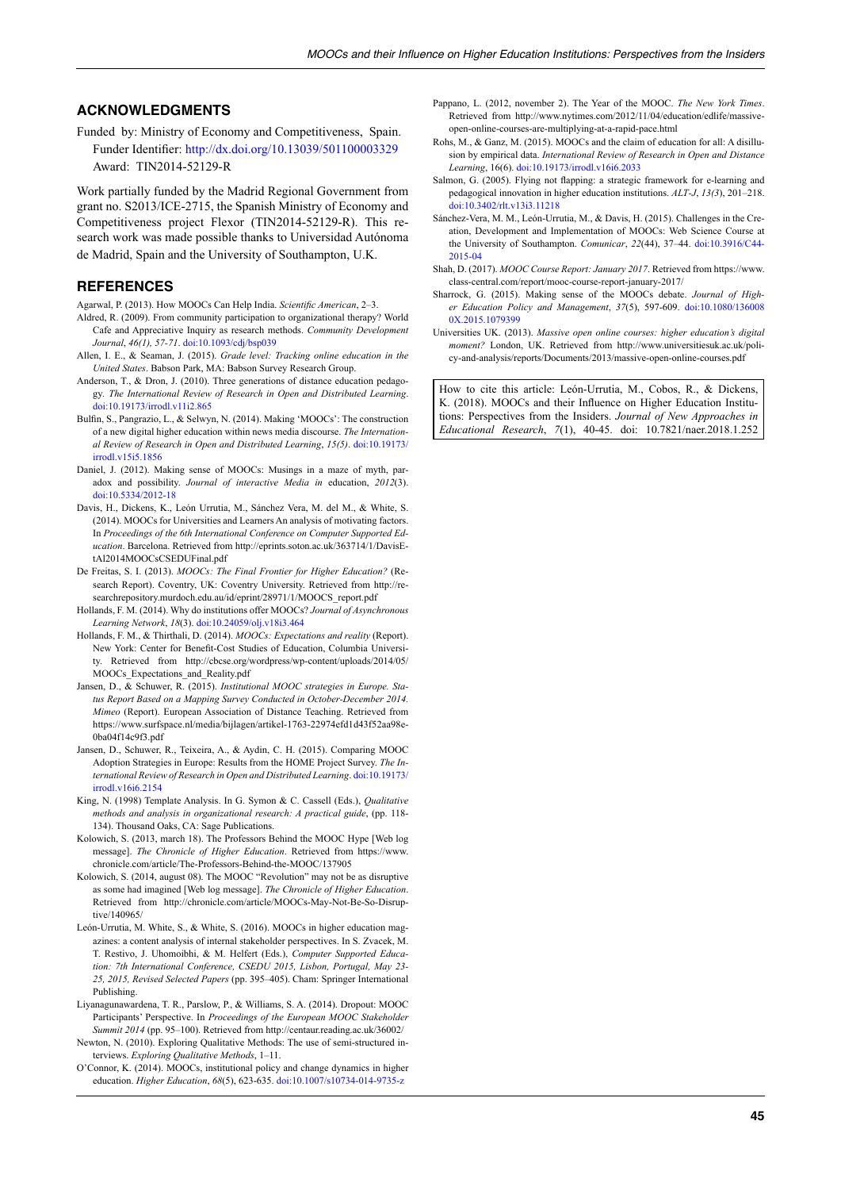## ACKNOWLEDGMENTS

Funded by: Ministry of Economy and Competitiveness, Spain.
Funder Identifier: http://dx.doi.org/10.13039/501100003329
Award: TIN2014-52129-R

Work partially funded by the Madrid Regional Government from grant no. S2013/ICE-2715, the Spanish Ministry of Economy and Competitiveness project Flexor (TIN2014-52129-R). This research work was made possible thanks to Universidad Autónoma de Madrid, Spain and the University of Southampton, U.K.

## REFERENCES

Agarwal, P. (2013). How MOOCs Can Help India. *Scientific American*, 2–3.

Aldred, R. (2009). From community participation to organizational therapy? World Cafe and Appreciative Inquiry as research methods. *Community Development Journal*, *46(1), 57-71*. doi:10.1093/cdj/bsp039

Allen, I. E., & Seaman, J. (2015). *Grade level: Tracking online education in the United States*. Babson Park, MA: Babson Survey Research Group.

Anderson, T., & Dron, J. (2010). Three generations of distance education pedagogy. *The International Review of Research in Open and Distributed Learning*. doi:10.19173/irrodl.v11i2.865

Bulfin, S., Pangrazio, L., & Selwyn, N. (2014). Making 'MOOCs': The construction of a new digital higher education within news media discourse. *The International Review of Research in Open and Distributed Learning*, *15(5)*. doi:10.19173/irrodl.v15i5.1856

Daniel, J. (2012). Making sense of MOOCs: Musings in a maze of myth, paradox and possibility. *Journal of interactive Media in* education, *2012*(3). doi:10.5334/2012-18

Davis, H., Dickens, K., León Urrutia, M., Sánchez Vera, M. del M., & White, S. (2014). MOOCs for Universities and Learners An analysis of motivating factors. In *Proceedings of the 6th International Conference on Computer Supported Education*. Barcelona. Retrieved from http://eprints.soton.ac.uk/363714/1/DavisEtAl2014MOOCsCSEDUFinal.pdf

De Freitas, S. I. (2013). *MOOCs: The Final Frontier for Higher Education?* (Research Report). Coventry, UK: Coventry University. Retrieved from http://researchrepository.murdoch.edu.au/id/eprint/28971/1/MOOCS_report.pdf

Hollands, F. M. (2014). Why do institutions offer MOOCs? *Journal of Asynchronous Learning Network*, *18*(3). doi:10.24059/olj.v18i3.464

Hollands, F. M., & Thirthali, D. (2014). *MOOCs: Expectations and reality* (Report). New York: Center for Benefit-Cost Studies of Education, Columbia University. Retrieved from http://cbcse.org/wordpress/wp-content/uploads/2014/05/MOOCs_Expectations_and_Reality.pdf

Jansen, D., & Schuwer, R. (2015). *Institutional MOOC strategies in Europe. Status Report Based on a Mapping Survey Conducted in October-December 2014. Mimeo* (Report). European Association of Distance Teaching. Retrieved from https://www.surfspace.nl/media/bijlagen/artikel-1763-22974efd1d43f52aa98e0ba04f14c9f3.pdf

Jansen, D., Schuwer, R., Teixeira, A., & Aydin, C. H. (2015). Comparing MOOC Adoption Strategies in Europe: Results from the HOME Project Survey. *The International Review of Research in Open and Distributed Learning*. doi:10.19173/irrodl.v16i6.2154

King, N. (1998) Template Analysis. In G. Symon & C. Cassell (Eds.), *Qualitative methods and analysis in organizational research: A practical guide*, (pp. 118-134). Thousand Oaks, CA: Sage Publications.

Kolowich, S. (2013, march 18). The Professors Behind the MOOC Hype [Web log message]. *The Chronicle of Higher Education*. Retrieved from https://www.chronicle.com/article/The-Professors-Behind-the-MOOC/137905

Kolowich, S. (2014, august 08). The MOOC "Revolution" may not be as disruptive as some had imagined [Web log message]. *The Chronicle of Higher Education*. Retrieved from http://chronicle.com/article/MOOCs-May-Not-Be-So-Disruptive/140965/

León-Urrutia, M. White, S., & White, S. (2016). MOOCs in higher education magazines: a content analysis of internal stakeholder perspectives. In S. Zvacek, M. T. Restivo, J. Uhomoibhi, & M. Helfert (Eds.), *Computer Supported Education: 7th International Conference, CSEDU 2015, Lisbon, Portugal, May 23-25, 2015, Revised Selected Papers* (pp. 395–405). Cham: Springer International Publishing.

Liyanagunawardena, T. R., Parslow, P., & Williams, S. A. (2014). Dropout: MOOC Participants' Perspective. In *Proceedings of the European MOOC Stakeholder Summit 2014* (pp. 95–100). Retrieved from http://centaur.reading.ac.uk/36002/

Newton, N. (2010). Exploring Qualitative Methods: The use of semi-structured interviews. *Exploring Qualitative Methods*, 1–11.

O'Connor, K. (2014). MOOCs, institutional policy and change dynamics in higher education. *Higher Education*, *68*(5), 623-635. doi:10.1007/s10734-014-9735-z

Pappano, L. (2012, november 2). The Year of the MOOC. *The New York Times*. Retrieved from http://www.nytimes.com/2012/11/04/education/edlife/massive-open-online-courses-are-multiplying-at-a-rapid-pace.html

Rohs, M., & Ganz, M. (2015). MOOCs and the claim of education for all: A disillusion by empirical data. *International Review of Research in Open and Distance Learning*, 16(6). doi:10.19173/irrodl.v16i6.2033

Salmon, G. (2005). Flying not flapping: a strategic framework for e-learning and pedagogical innovation in higher education institutions. *ALT-J*, *13(3*), 201–218. doi:10.3402/rlt.v13i3.11218

Sánchez-Vera, M. M., León-Urrutia, M., & Davis, H. (2015). Challenges in the Creation, Development and Implementation of MOOCs: Web Science Course at the University of Southampton. *Comunicar*, *22*(44), 37–44. doi:10.3916/C44-2015-04

Shah, D. (2017). *MOOC Course Report: January 2017*. Retrieved from https://www.class-central.com/report/mooc-course-report-january-2017/

Sharrock, G. (2015). Making sense of the MOOCs debate. *Journal of Higher Education Policy and Management*, *37*(5), 597-609. doi:10.1080/1360080X.2015.1079399

Universities UK. (2013). *Massive open online courses: higher education's digital moment?* London, UK. Retrieved from http://www.universitiesuk.ac.uk/policy-and-analysis/reports/Documents/2013/massive-open-online-courses.pdf

How to cite this article: León-Urrutia, M., Cobos, R., & Dickens, K. (2018). MOOCs and their Influence on Higher Education Institutions: Perspectives from the Insiders. *Journal of New Approaches in Educational Research*, *7*(1), 40-45. doi: 10.7821/naer.2018.1.252